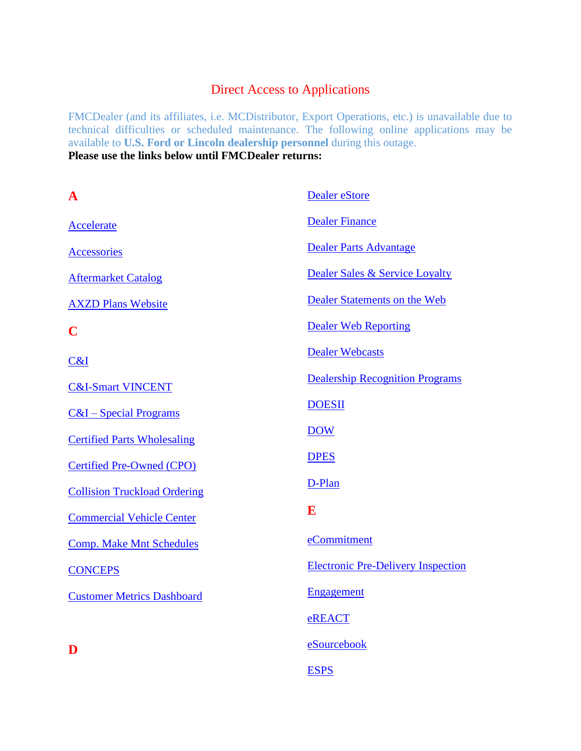# Direct Access to Applications

FMCDealer (and its affiliates, i.e. MCDistributor, Export Operations, etc.) is unavailable due to technical difficulties or scheduled maintenance. The following online applications may be available to **U.S. Ford or Lincoln dealership personnel** during this outage.

**Please use the links below until FMCDealer returns:**

## A

Accelerate

Accessories

Aftermarket Catalog

AXZD Plans Website

## C

C&I

C&I-Smart VINCENT

C&I – Special Programs

Certified Parts Wholesaling

Certified Pre-Owned (CPO)

Collision Truckload Ordering

Commercial Vehicle Center

Comp. Make Mnt Schedules

CONCEPS

Customer Metrics Dashboard

## D

Dealer eStore

Dealer Finance

Dealer Parts Advantage

Dealer Sales & Service Loyalty

Dealer Statements on the Web

Dealer Web Reporting

Dealer Webcasts

Dealership Recognition Programs

DOESII

DOW

DPES

D-Plan

## E

eCommitment

Electronic Pre-Delivery Inspection

Engagement

eREACT

eSourcebook

ESPS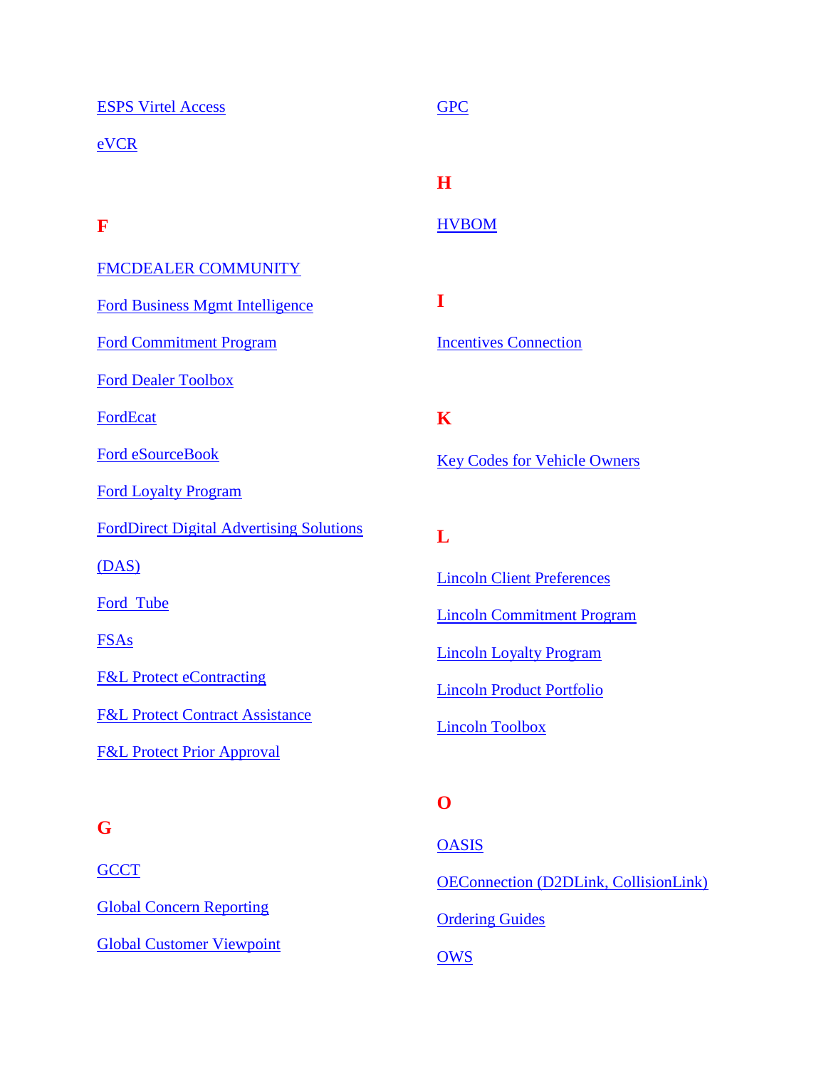ESPS Virtel Access

eVCR

## F

FMCDEALER COMMUNITY

Ford Business Mgmt Intelligence

Ford Commitment Program

Ford Dealer Toolbox

FordEcat

Ford eSourceBook

Ford Loyalty Program

FordDirect Digital Advertising Solutions (DAS)

Ford  Tube

FSAs

F&L Protect eContracting

F&L Protect Contract Assistance

F&L Protect Prior Approval

## G

GCCT

Global Concern Reporting

Global Customer Viewpoint

GPC

## H

HVBOM

## I

Incentives Connection

## K

Key Codes for Vehicle Owners

## L

Lincoln Client Preferences

Lincoln Commitment Program

Lincoln Loyalty Program

Lincoln Product Portfolio

Lincoln Toolbox

## O

OASIS

OEConnection (D2DLink, CollisionLink)

Ordering Guides

OWS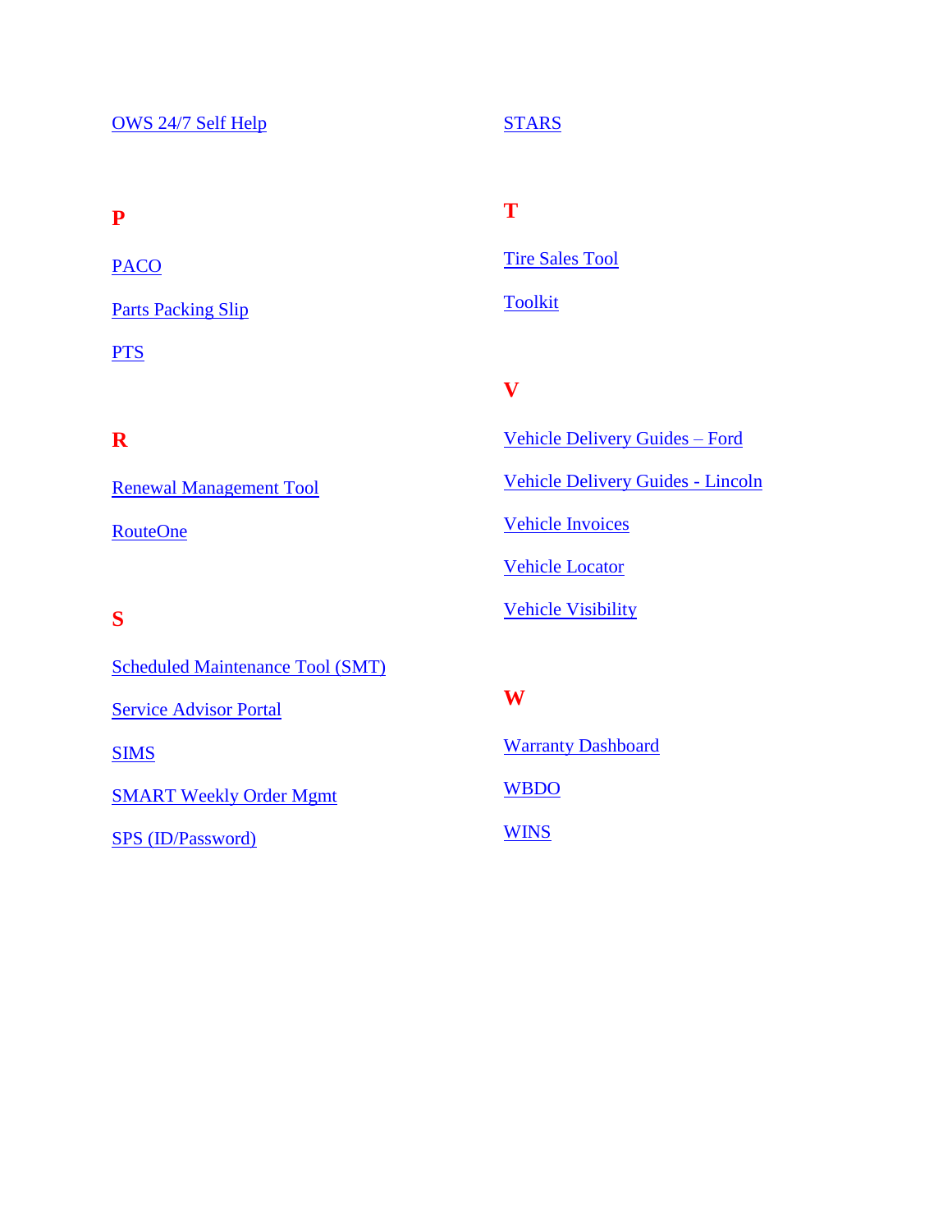OWS 24/7 Self Help

## P

PACO

Parts Packing Slip

PTS

## R

Renewal Management Tool

RouteOne

## S

Scheduled Maintenance Tool (SMT)

Service Advisor Portal

SIMS

SMART Weekly Order Mgmt

SPS (ID/Password)

STARS

## T

Tire Sales Tool

Toolkit

## V

Vehicle Delivery Guides – Ford

Vehicle Delivery Guides - Lincoln

Vehicle Invoices

Vehicle Locator

Vehicle Visibility

## W

Warranty Dashboard

WBDO

WINS